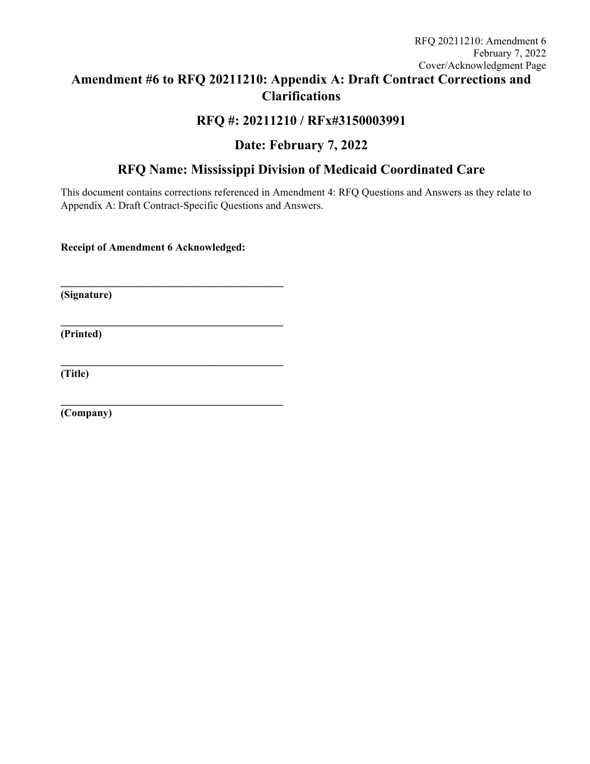# Amendment #6 to RFQ 20211210: Appendix A: Draft Contract Corrections and Clarifications

## RFQ #: 20211210 / RFx#3150003991

## Date: February 7, 2022

## RFQ Name: Mississippi Division of Medicaid Coordinated Care

This document contains corrections referenced in Amendment 4: RFQ Questions and Answers as they relate to Appendix A: Draft Contract-Specific Questions and Answers.

**Receipt of Amendment 6 Acknowledged:**

\_\_\_\_\_\_\_\_\_\_\_\_\_\_\_\_\_\_\_\_\_\_\_\_\_\_\_\_\_\_\_\_\_\_\_\_\_\_\_\_\_\_
**(Signature)**

\_\_\_\_\_\_\_\_\_\_\_\_\_\_\_\_\_\_\_\_\_\_\_\_\_\_\_\_\_\_\_\_\_\_\_\_\_\_\_\_\_\_
**(Printed)**

\_\_\_\_\_\_\_\_\_\_\_\_\_\_\_\_\_\_\_\_\_\_\_\_\_\_\_\_\_\_\_\_\_\_\_\_\_\_\_\_\_\_
**(Title)**

\_\_\_\_\_\_\_\_\_\_\_\_\_\_\_\_\_\_\_\_\_\_\_\_\_\_\_\_\_\_\_\_\_\_\_\_\_\_\_\_\_\_
**(Company)**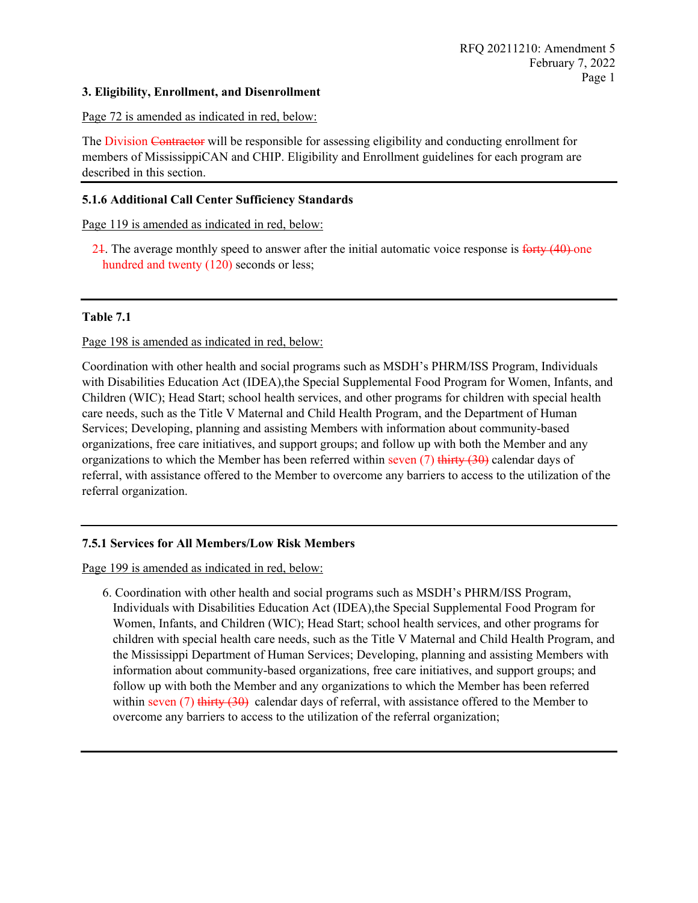### 3. Eligibility, Enrollment, and Disenrollment

Page 72 is amended as indicated in red, below:

The Division ~~Contractor~~ will be responsible for assessing eligibility and conducting enrollment for members of MississippiCAN and CHIP. Eligibility and Enrollment guidelines for each program are described in this section.

---

### 5.1.6 Additional Call Center Sufficiency Standards

Page 119 is amended as indicated in red, below:

2~~1~~. The average monthly speed to answer after the initial automatic voice response is ~~forty (40)~~ one hundred and twenty (120) seconds or less;

---

### Table 7.1

Page 198 is amended as indicated in red, below:

Coordination with other health and social programs such as MSDH's PHRM/ISS Program, Individuals with Disabilities Education Act (IDEA),the Special Supplemental Food Program for Women, Infants, and Children (WIC); Head Start; school health services, and other programs for children with special health care needs, such as the Title V Maternal and Child Health Program, and the Department of Human Services; Developing, planning and assisting Members with information about community-based organizations, free care initiatives, and support groups; and follow up with both the Member and any organizations to which the Member has been referred within seven (7) ~~thirty (30)~~ calendar days of referral, with assistance offered to the Member to overcome any barriers to access to the utilization of the referral organization.

---

### 7.5.1 Services for All Members/Low Risk Members

Page 199 is amended as indicated in red, below:

6. Coordination with other health and social programs such as MSDH's PHRM/ISS Program, Individuals with Disabilities Education Act (IDEA),the Special Supplemental Food Program for Women, Infants, and Children (WIC); Head Start; school health services, and other programs for children with special health care needs, such as the Title V Maternal and Child Health Program, and the Mississippi Department of Human Services; Developing, planning and assisting Members with information about community-based organizations, free care initiatives, and support groups; and follow up with both the Member and any organizations to which the Member has been referred within seven (7) ~~thirty (30)~~ calendar days of referral, with assistance offered to the Member to overcome any barriers to access to the utilization of the referral organization;

---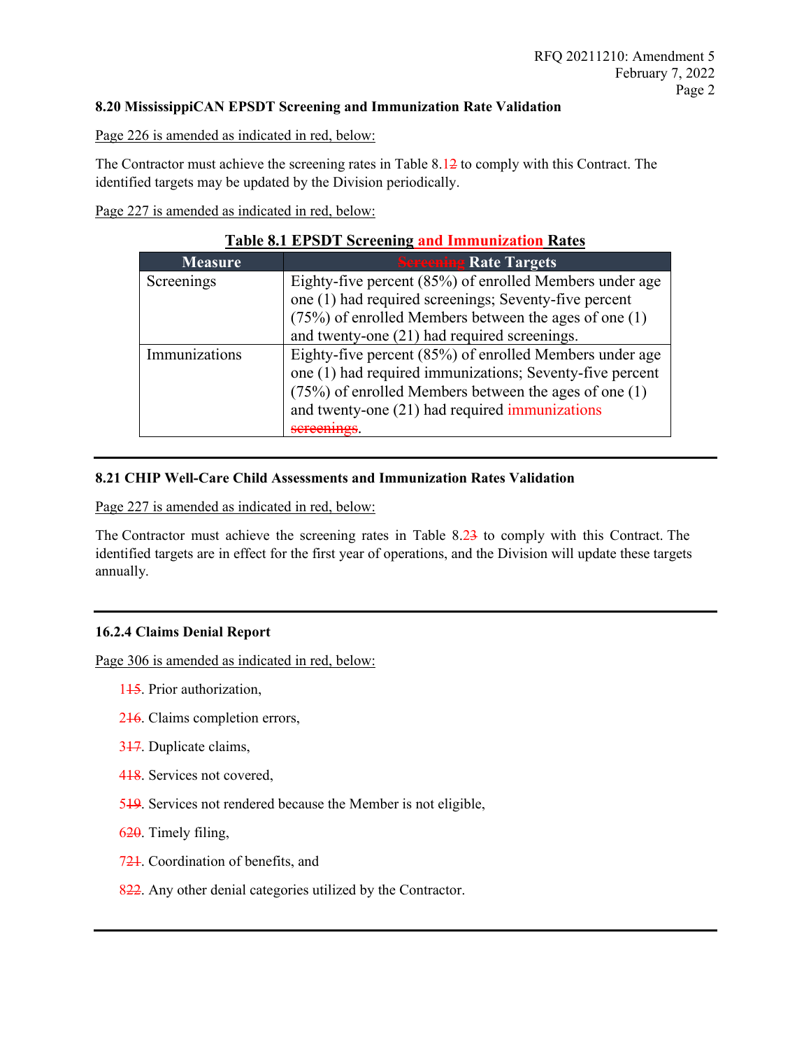### 8.20 MississippiCAN EPSDT Screening and Immunization Rate Validation

Page 226 is amended as indicated in red, below:

The Contractor must achieve the screening rates in Table 8.1~~2~~ to comply with this Contract. The identified targets may be updated by the Division periodically.

Page 227 is amended as indicated in red, below:

**Table 8.1 EPSDT Screening and Immunization Rates**

| Measure | ~~Screening~~ Rate Targets |
|---|---|
| Screenings | Eighty-five percent (85%) of enrolled Members under age one (1) had required screenings; Seventy-five percent (75%) of enrolled Members between the ages of one (1) and twenty-one (21) had required screenings. |
| Immunizations | Eighty-five percent (85%) of enrolled Members under age one (1) had required immunizations; Seventy-five percent (75%) of enrolled Members between the ages of one (1) and twenty-one (21) had required immunizations ~~screenings~~. |

### 8.21 CHIP Well-Care Child Assessments and Immunization Rates Validation

Page 227 is amended as indicated in red, below:

The Contractor must achieve the screening rates in Table 8.2~~3~~ to comply with this Contract. The identified targets are in effect for the first year of operations, and the Division will update these targets annually.

### 16.2.4 Claims Denial Report

Page 306 is amended as indicated in red, below:

1~~15~~. Prior authorization,

2~~16~~. Claims completion errors,

3~~17~~. Duplicate claims,

4~~18~~. Services not covered,

5~~19~~. Services not rendered because the Member is not eligible,

6~~20~~. Timely filing,

7~~21~~. Coordination of benefits, and

8~~22~~. Any other denial categories utilized by the Contractor.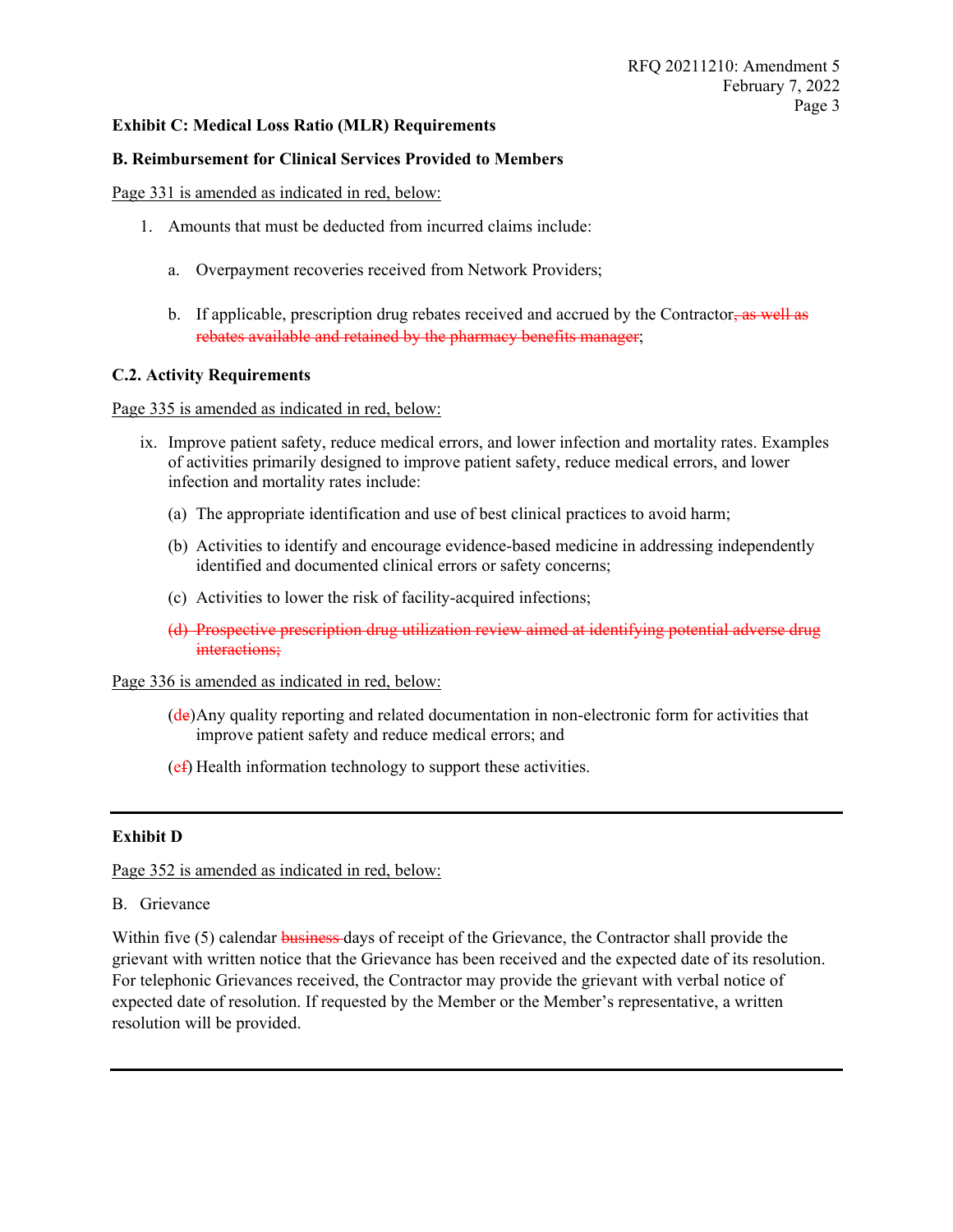**Exhibit C: Medical Loss Ratio (MLR) Requirements**

**B. Reimbursement for Clinical Services Provided to Members**

Page 331 is amended as indicated in red, below:

1. Amounts that must be deducted from incurred claims include:

   a. Overpayment recoveries received from Network Providers;

   b. If applicable, prescription drug rebates received and accrued by the Contractor~~, as well as rebates available and retained by the pharmacy benefits manager~~;

**C.2. Activity Requirements**

Page 335 is amended as indicated in red, below:

ix. Improve patient safety, reduce medical errors, and lower infection and mortality rates. Examples of activities primarily designed to improve patient safety, reduce medical errors, and lower infection and mortality rates include:

   (a) The appropriate identification and use of best clinical practices to avoid harm;

   (b) Activities to identify and encourage evidence-based medicine in addressing independently identified and documented clinical errors or safety concerns;

   (c) Activities to lower the risk of facility-acquired infections;

   ~~(d) Prospective prescription drug utilization review aimed at identifying potential adverse drug interactions;~~

Page 336 is amended as indicated in red, below:

   (d~~e~~)Any quality reporting and related documentation in non-electronic form for activities that improve patient safety and reduce medical errors; and

   (e~~f~~) Health information technology to support these activities.

---

**Exhibit D**

Page 352 is amended as indicated in red, below:

B. Grievance

Within five (5) calendar ~~business~~ days of receipt of the Grievance, the Contractor shall provide the grievant with written notice that the Grievance has been received and the expected date of its resolution. For telephonic Grievances received, the Contractor may provide the grievant with verbal notice of expected date of resolution. If requested by the Member or the Member's representative, a written resolution will be provided.

---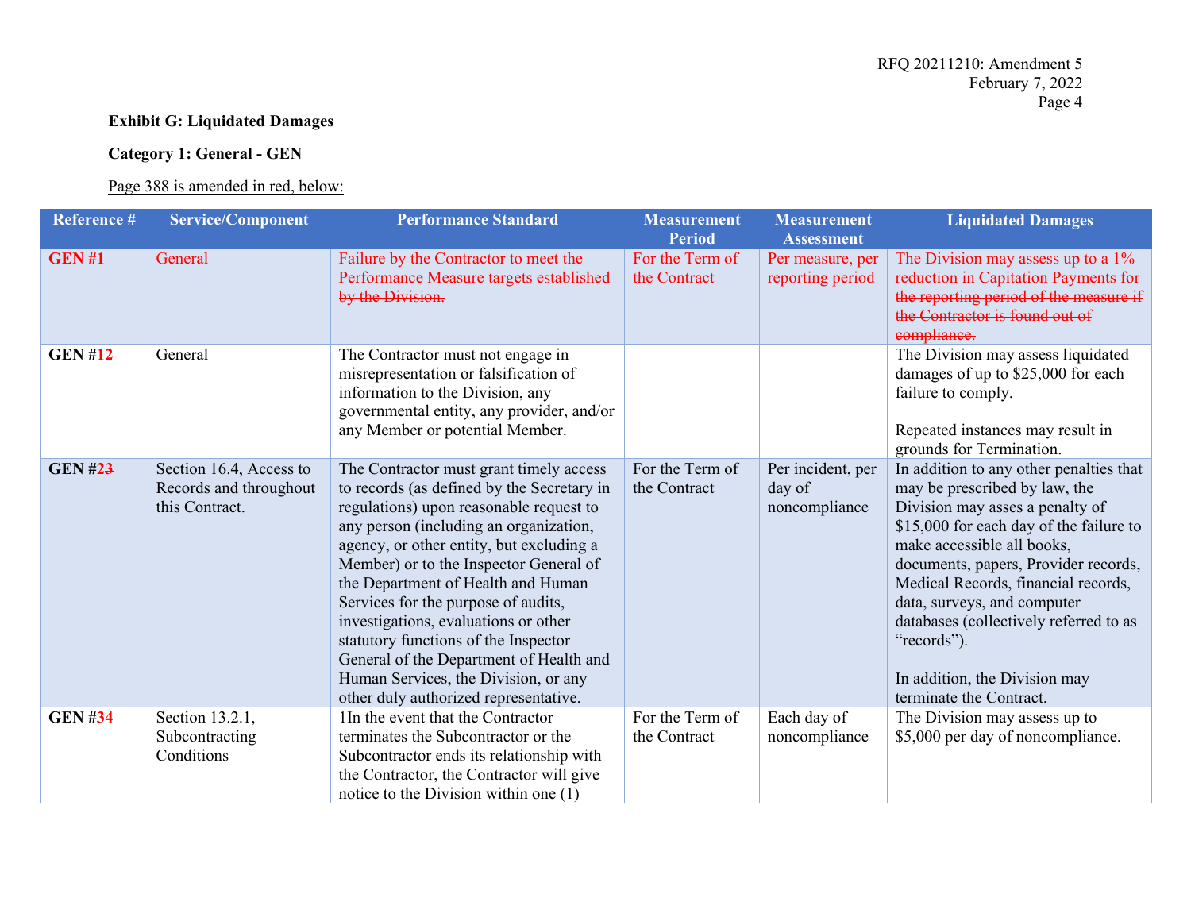**Exhibit G: Liquidated Damages**

**Category 1: General - GEN**

Page 388 is amended in red, below:

| Reference # | Service/Component | Performance Standard | Measurement Period | Measurement Assessment | Liquidated Damages |
|---|---|---|---|---|---|
| ~~GEN #1~~ | ~~General~~ | ~~Failure by the Contractor to meet the Performance Measure targets established by the Division.~~ | ~~For the Term of the Contract~~ | ~~Per measure, per reporting period~~ | ~~The Division may assess up to a 1% reduction in Capitation Payments for the reporting period of the measure if the Contractor is found out of compliance.~~ |
| GEN #1~~2~~ | General | The Contractor must not engage in misrepresentation or falsification of information to the Division, any governmental entity, any provider, and/or any Member or potential Member. | | | The Division may assess liquidated damages of up to $25,000 for each failure to comply.<br><br>Repeated instances may result in grounds for Termination. |
| GEN #2~~3~~ | Section 16.4, Access to Records and throughout this Contract. | The Contractor must grant timely access to records (as defined by the Secretary in regulations) upon reasonable request to any person (including an organization, agency, or other entity, but excluding a Member) or to the Inspector General of the Department of Health and Human Services for the purpose of audits, investigations, evaluations or other statutory functions of the Inspector General of the Department of Health and Human Services, the Division, or any other duly authorized representative. | For the Term of the Contract | Per incident, per day of noncompliance | In addition to any other penalties that may be prescribed by law, the Division may asses a penalty of $15,000 for each day of the failure to make accessible all books, documents, papers, Provider records, Medical Records, financial records, data, surveys, and computer databases (collectively referred to as "records").<br><br>In addition, the Division may terminate the Contract. |
| GEN #3~~4~~ | Section 13.2.1, Subcontracting Conditions | 1In the event that the Contractor terminates the Subcontractor or the Subcontractor ends its relationship with the Contractor, the Contractor will give notice to the Division within one (1) | For the Term of the Contract | Each day of noncompliance | The Division may assess up to $5,000 per day of noncompliance. |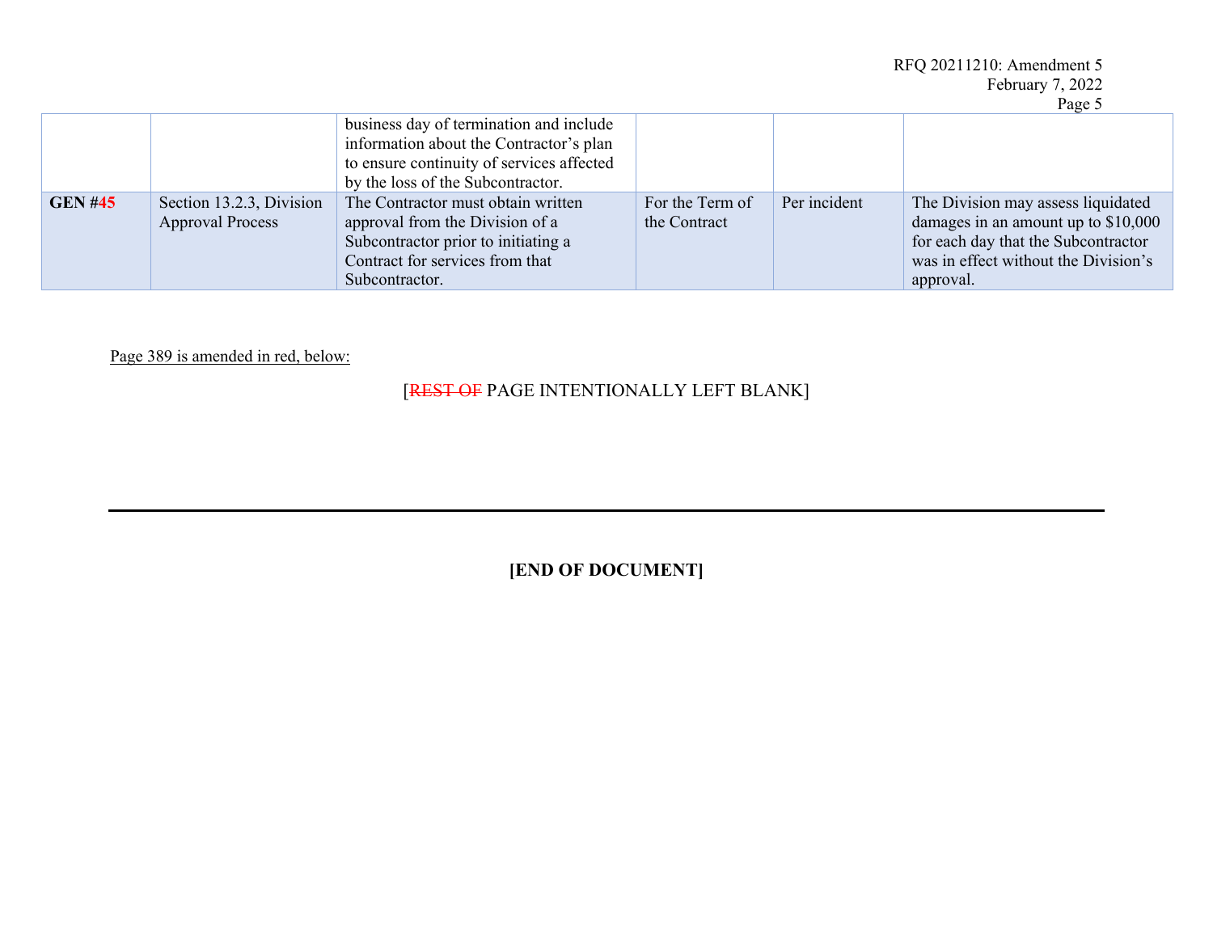| | | | | | |
|---|---|---|---|---|---|
| | | business day of termination and include information about the Contractor's plan to ensure continuity of services affected by the loss of the Subcontractor. | | | |
| **GEN #45** | Section 13.2.3, Division Approval Process | The Contractor must obtain written approval from the Division of a Subcontractor prior to initiating a Contract for services from that Subcontractor. | For the Term of the Contract | Per incident | The Division may assess liquidated damages in an amount up to $10,000 for each day that the Subcontractor was in effect without the Division's approval. |

<u>Page 389 is amended in red, below:</u>

[~~REST OF~~ PAGE INTENTIONALLY LEFT BLANK]

---

**[END OF DOCUMENT]**